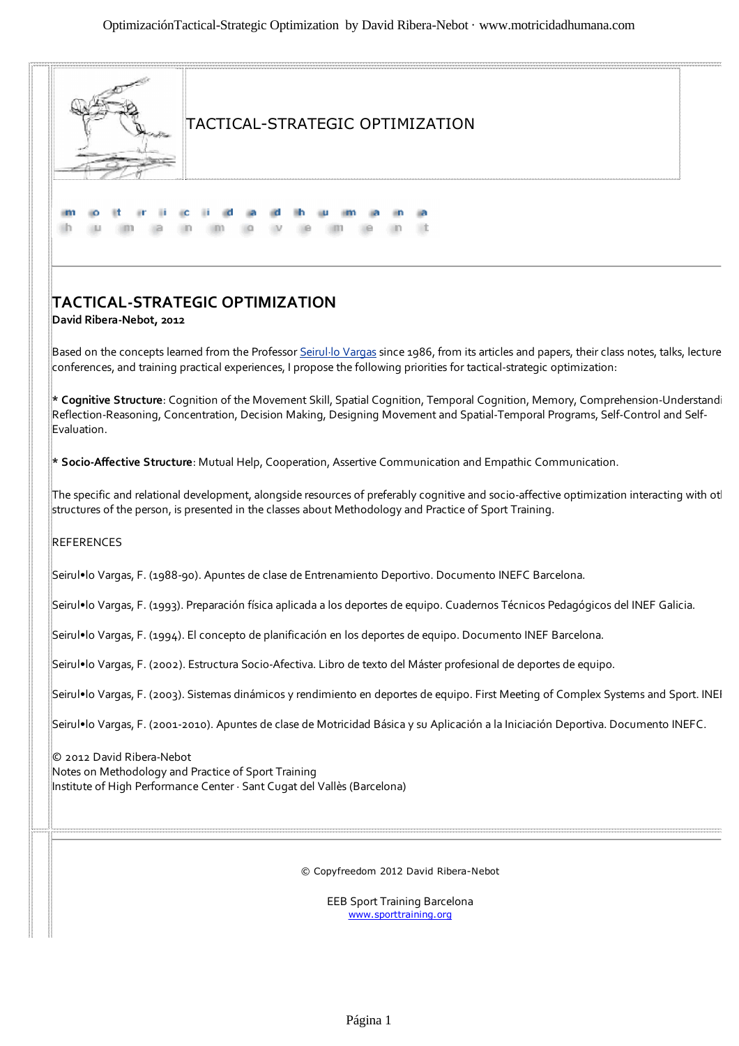TACTICAL-STRATEGIC OPTIMIZATION

m o t r i c i d a d h u m a n a
h u m a n m o v e m e n t

## TACTICAL-STRATEGIC OPTIMIZATION

**David Ribera-Nebot, 2012**

Based on the concepts learned from the Professor Seirul·lo Vargas since 1986, from its articles and papers, their class notes, talks, lecture conferences, and training practical experiences, I propose the following priorities for tactical-strategic optimization:

* **Cognitive Structure**: Cognition of the Movement Skill, Spatial Cognition, Temporal Cognition, Memory, Comprehension-Understandi Reflection-Reasoning, Concentration, Decision Making, Designing Movement and Spatial-Temporal Programs, Self-Control and Self-Evaluation.

* **Socio-Affective Structure**: Mutual Help, Cooperation, Assertive Communication and Empathic Communication.

The specific and relational development, alongside resources of preferably cognitive and socio-affective optimization interacting with otl structures of the person, is presented in the classes about Methodology and Practice of Sport Training.

REFERENCES

Seirul•lo Vargas, F. (1988-90). Apuntes de clase de Entrenamiento Deportivo. Documento INEFC Barcelona.

Seirul•lo Vargas, F. (1993). Preparación física aplicada a los deportes de equipo. Cuadernos Técnicos Pedagógicos del INEF Galicia.

Seirul•lo Vargas, F. (1994). El concepto de planificación en los deportes de equipo. Documento INEF Barcelona.

Seirul•lo Vargas, F. (2002). Estructura Socio-Afectiva. Libro de texto del Máster profesional de deportes de equipo.

Seirul•lo Vargas, F. (2003). Sistemas dinámicos y rendimiento en deportes de equipo. First Meeting of Complex Systems and Sport. INEI

Seirul•lo Vargas, F. (2001-2010). Apuntes de clase de Motricidad Básica y su Aplicación a la Iniciación Deportiva. Documento INEFC.

© 2012 David Ribera-Nebot
Notes on Methodology and Practice of Sport Training
Institute of High Performance Center · Sant Cugat del Vallès (Barcelona)

© Copyfreedom 2012 David Ribera-Nebot

EEB Sport Training Barcelona
www.sporttraining.org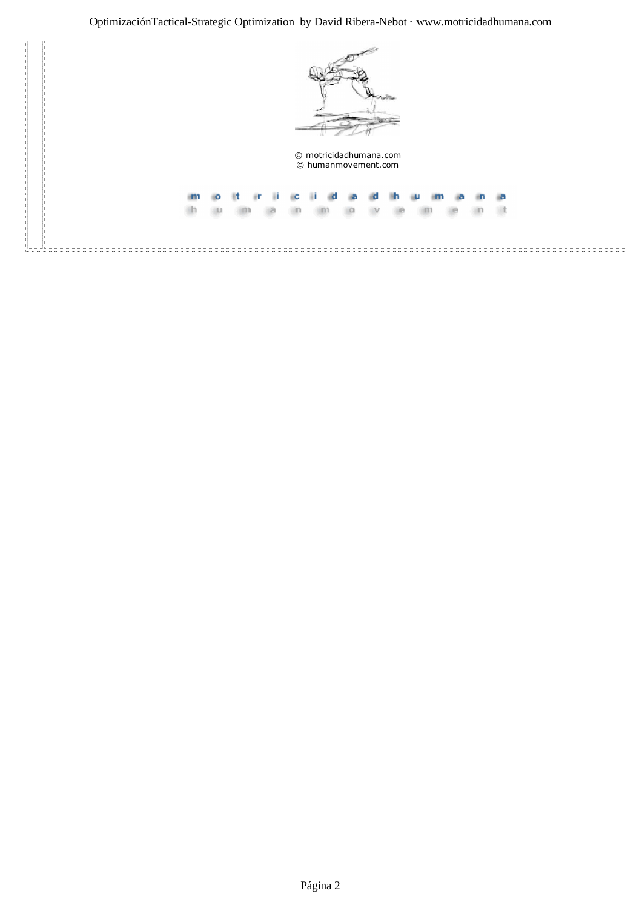© motricidadhumana.com
© humanmovement.com

m o t r i c i d a d h u m a n a
h u m a n m o v e m e n t